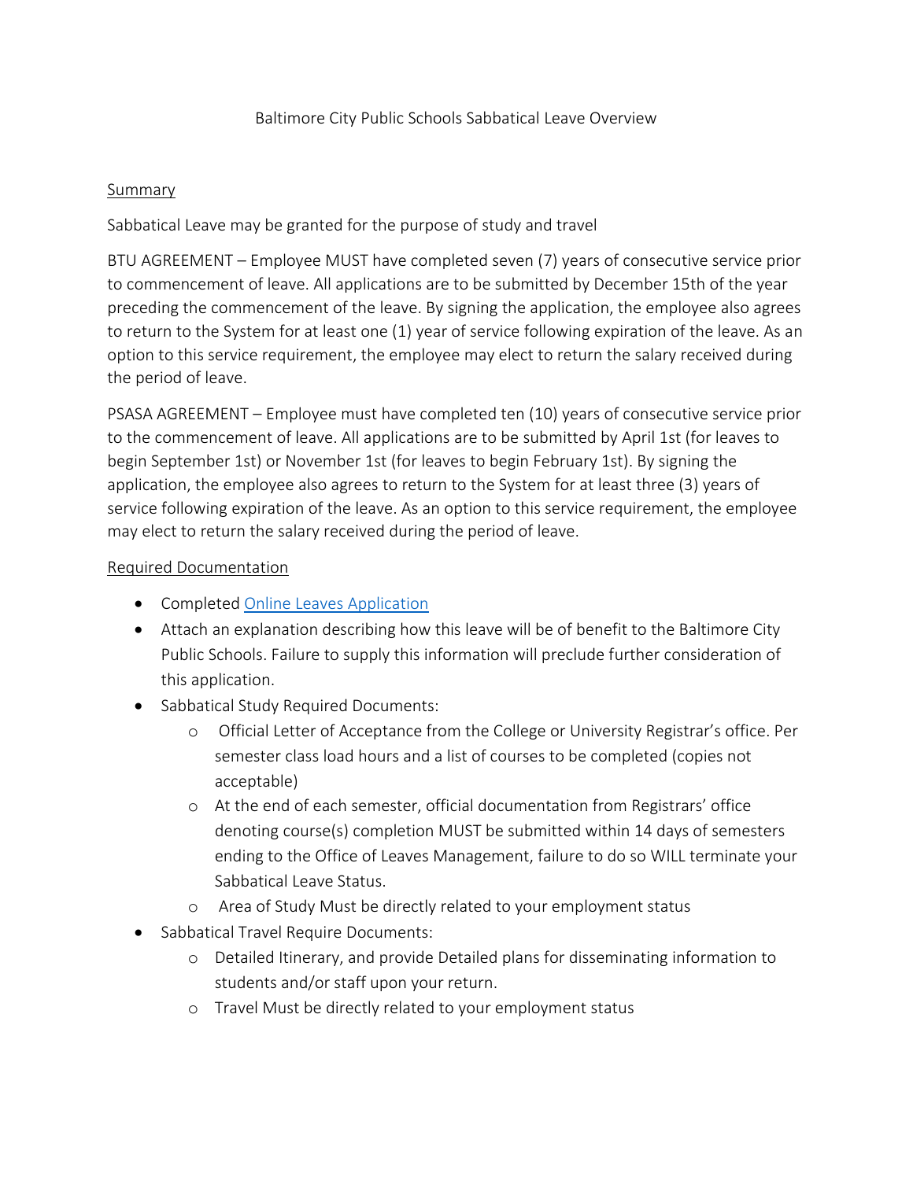# Baltimore City Public Schools Sabbatical Leave Overview

## Summary

Sabbatical Leave may be granted for the purpose of study and travel

BTU AGREEMENT – Employee MUST have completed seven (7) years of consecutive service prior to commencement of leave. All applications are to be submitted by December 15th of the year preceding the commencement of the leave. By signing the application, the employee also agrees to return to the System for at least one (1) year of service following expiration of the leave. As an option to this service requirement, the employee may elect to return the salary received during the period of leave.

PSASA AGREEMENT – Employee must have completed ten (10) years of consecutive service prior to the commencement of leave. All applications are to be submitted by April 1st (for leaves to begin September 1st) or November 1st (for leaves to begin February 1st). By signing the application, the employee also agrees to return to the System for at least three (3) years of service following expiration of the leave. As an option to this service requirement, the employee may elect to return the salary received during the period of leave.

## Required Documentation

- Completed Online Leaves Application
- Attach an explanation describing how this leave will be of benefit to the Baltimore City Public Schools. Failure to supply this information will preclude further consideration of this application.
- Sabbatical Study Required Documents:
  - Official Letter of Acceptance from the College or University Registrar's office. Per semester class load hours and a list of courses to be completed (copies not acceptable)
  - At the end of each semester, official documentation from Registrars' office denoting course(s) completion MUST be submitted within 14 days of semesters ending to the Office of Leaves Management, failure to do so WILL terminate your Sabbatical Leave Status.
  - Area of Study Must be directly related to your employment status
- Sabbatical Travel Require Documents:
  - Detailed Itinerary, and provide Detailed plans for disseminating information to students and/or staff upon your return.
  - Travel Must be directly related to your employment status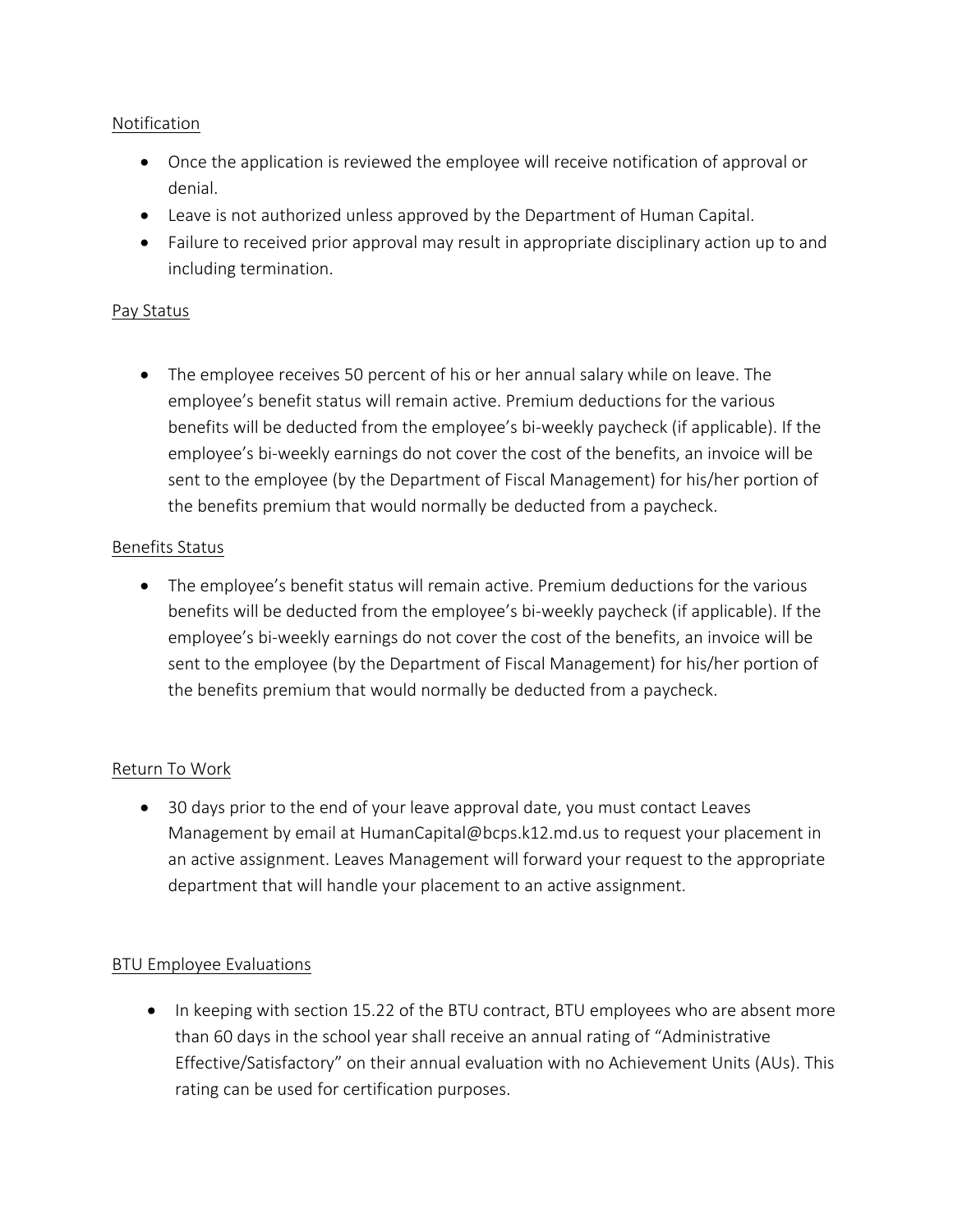Notification

- Once the application is reviewed the employee will receive notification of approval or denial.
- Leave is not authorized unless approved by the Department of Human Capital.
- Failure to received prior approval may result in appropriate disciplinary action up to and including termination.

Pay Status

- The employee receives 50 percent of his or her annual salary while on leave. The employee's benefit status will remain active. Premium deductions for the various benefits will be deducted from the employee's bi-weekly paycheck (if applicable). If the employee's bi-weekly earnings do not cover the cost of the benefits, an invoice will be sent to the employee (by the Department of Fiscal Management) for his/her portion of the benefits premium that would normally be deducted from a paycheck.

Benefits Status

- The employee's benefit status will remain active. Premium deductions for the various benefits will be deducted from the employee's bi-weekly paycheck (if applicable). If the employee's bi-weekly earnings do not cover the cost of the benefits, an invoice will be sent to the employee (by the Department of Fiscal Management) for his/her portion of the benefits premium that would normally be deducted from a paycheck.

Return To Work

- 30 days prior to the end of your leave approval date, you must contact Leaves Management by email at HumanCapital@bcps.k12.md.us to request your placement in an active assignment. Leaves Management will forward your request to the appropriate department that will handle your placement to an active assignment.

BTU Employee Evaluations

- In keeping with section 15.22 of the BTU contract, BTU employees who are absent more than 60 days in the school year shall receive an annual rating of "Administrative Effective/Satisfactory" on their annual evaluation with no Achievement Units (AUs). This rating can be used for certification purposes.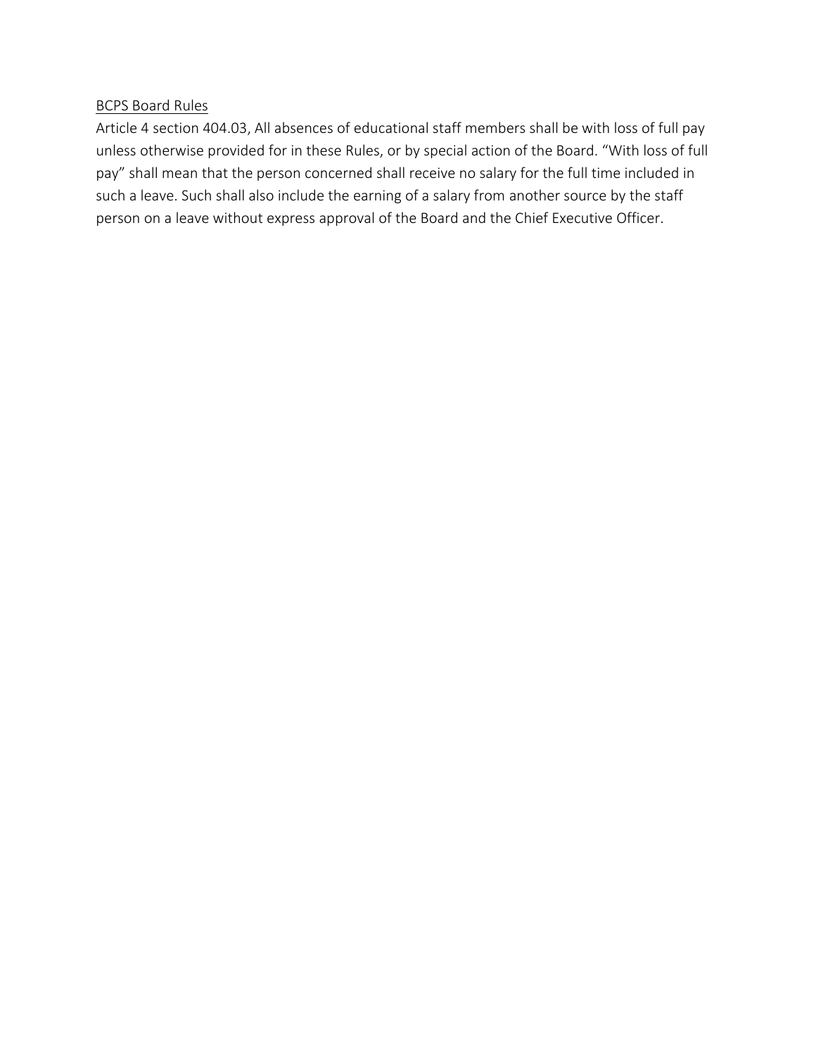<u>BCPS Board Rules</u>

Article 4 section 404.03, All absences of educational staff members shall be with loss of full pay unless otherwise provided for in these Rules, or by special action of the Board. "With loss of full pay" shall mean that the person concerned shall receive no salary for the full time included in such a leave. Such shall also include the earning of a salary from another source by the staff person on a leave without express approval of the Board and the Chief Executive Officer.